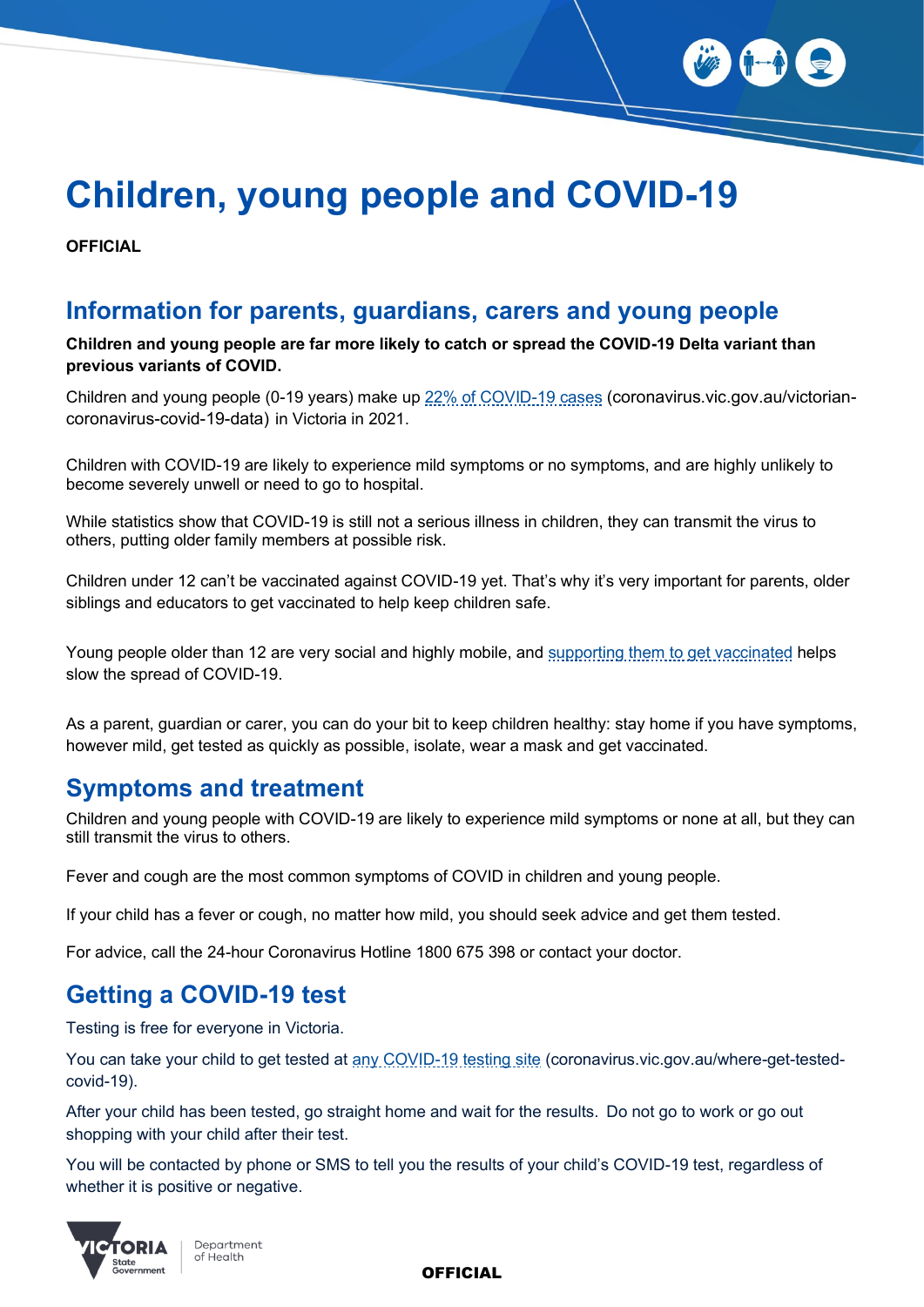# Children, young people and COVID-19

**OFFICIAL**

## Information for parents, guardians, carers and young people

**Children and young people are far more likely to catch or spread the COVID-19 Delta variant than previous variants of COVID.**

Children and young people (0-19 years) make up 22% of COVID-19 cases (coronavirus.vic.gov.au/victorian-coronavirus-covid-19-data) in Victoria in 2021.

Children with COVID-19 are likely to experience mild symptoms or no symptoms, and are highly unlikely to become severely unwell or need to go to hospital.

While statistics show that COVID-19 is still not a serious illness in children, they can transmit the virus to others, putting older family members at possible risk.

Children under 12 can't be vaccinated against COVID-19 yet. That's why it's very important for parents, older siblings and educators to get vaccinated to help keep children safe.

Young people older than 12 are very social and highly mobile, and supporting them to get vaccinated helps slow the spread of COVID-19.

As a parent, guardian or carer, you can do your bit to keep children healthy: stay home if you have symptoms, however mild, get tested as quickly as possible, isolate, wear a mask and get vaccinated.

## Symptoms and treatment

Children and young people with COVID-19 are likely to experience mild symptoms or none at all, but they can still transmit the virus to others.

Fever and cough are the most common symptoms of COVID in children and young people.

If your child has a fever or cough, no matter how mild, you should seek advice and get them tested.

For advice, call the 24-hour Coronavirus Hotline 1800 675 398 or contact your doctor.

## Getting a COVID-19 test

Testing is free for everyone in Victoria.

You can take your child to get tested at any COVID-19 testing site (coronavirus.vic.gov.au/where-get-tested-covid-19).

After your child has been tested, go straight home and wait for the results. Do not go to work or go out shopping with your child after their test.

You will be contacted by phone or SMS to tell you the results of your child's COVID-19 test, regardless of whether it is positive or negative.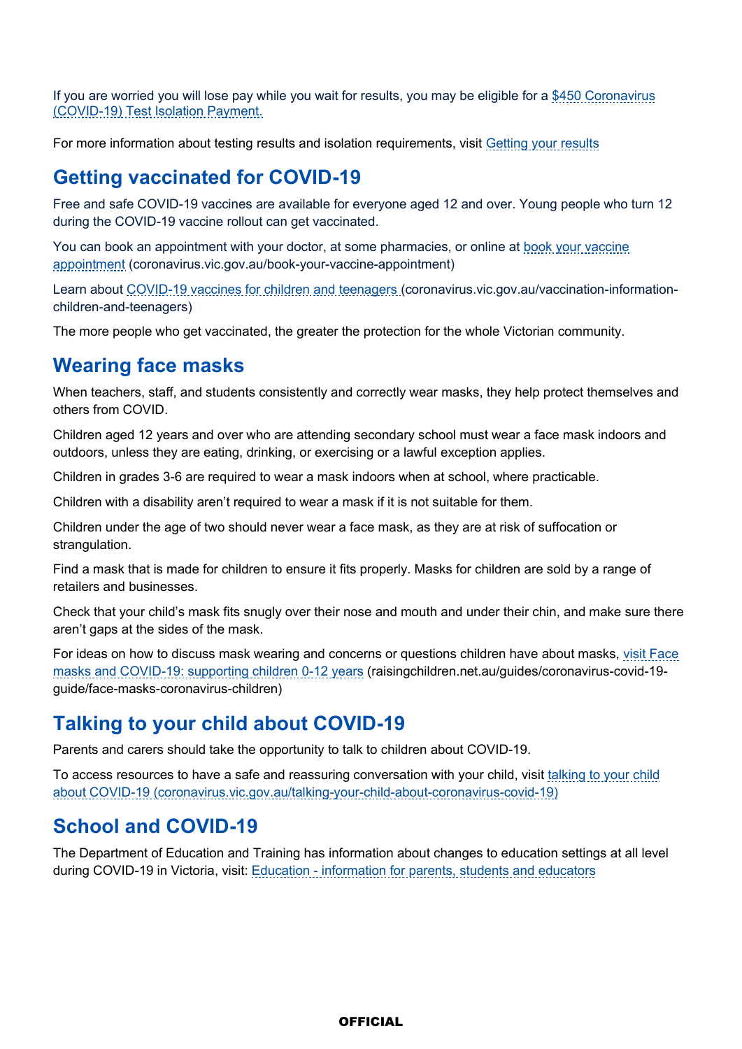If you are worried you will lose pay while you wait for results, you may be eligible for a $450 Coronavirus (COVID-19) Test Isolation Payment.

For more information about testing results and isolation requirements, visit Getting your results

## Getting vaccinated for COVID-19

Free and safe COVID-19 vaccines are available for everyone aged 12 and over. Young people who turn 12 during the COVID-19 vaccine rollout can get vaccinated.

You can book an appointment with your doctor, at some pharmacies, or online at book your vaccine appointment (coronavirus.vic.gov.au/book-your-vaccine-appointment)

Learn about COVID-19 vaccines for children and teenagers (coronavirus.vic.gov.au/vaccination-information-children-and-teenagers)

The more people who get vaccinated, the greater the protection for the whole Victorian community.

## Wearing face masks

When teachers, staff, and students consistently and correctly wear masks, they help protect themselves and others from COVID.

Children aged 12 years and over who are attending secondary school must wear a face mask indoors and outdoors, unless they are eating, drinking, or exercising or a lawful exception applies.

Children in grades 3-6 are required to wear a mask indoors when at school, where practicable.

Children with a disability aren't required to wear a mask if it is not suitable for them.

Children under the age of two should never wear a face mask, as they are at risk of suffocation or strangulation.

Find a mask that is made for children to ensure it fits properly. Masks for children are sold by a range of retailers and businesses.

Check that your child's mask fits snugly over their nose and mouth and under their chin, and make sure there aren't gaps at the sides of the mask.

For ideas on how to discuss mask wearing and concerns or questions children have about masks, visit Face masks and COVID-19: supporting children 0-12 years (raisingchildren.net.au/guides/coronavirus-covid-19-guide/face-masks-coronavirus-children)

## Talking to your child about COVID-19

Parents and carers should take the opportunity to talk to children about COVID-19.

To access resources to have a safe and reassuring conversation with your child, visit talking to your child about COVID-19 (coronavirus.vic.gov.au/talking-your-child-about-coronavirus-covid-19)

## School and COVID-19

The Department of Education and Training has information about changes to education settings at all level during COVID-19 in Victoria, visit: Education - information for parents, students and educators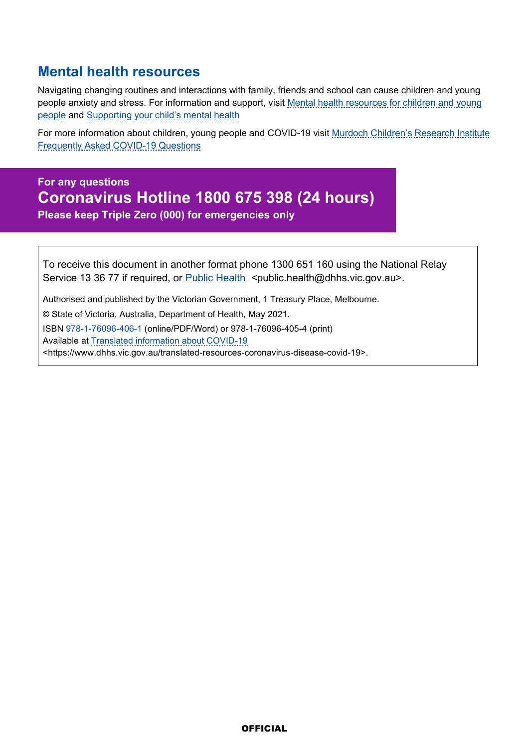## Mental health resources

Navigating changing routines and interactions with family, friends and school can cause children and young people anxiety and stress. For information and support, visit Mental health resources for children and young people and Supporting your child's mental health

For more information about children, young people and COVID-19 visit Murdoch Children's Research Institute Frequently Asked COVID-19 Questions

**For any questions**

**Coronavirus Hotline 1800 675 398 (24 hours)**

**Please keep Triple Zero (000) for emergencies only**

To receive this document in another format phone 1300 651 160 using the National Relay Service 13 36 77 if required, or Public Health <public.health@dhhs.vic.gov.au>.

Authorised and published by the Victorian Government, 1 Treasury Place, Melbourne.

© State of Victoria, Australia, Department of Health, May 2021.

ISBN 978-1-76096-406-1 (online/PDF/Word) or 978-1-76096-405-4 (print)
Available at Translated information about COVID-19
<https://www.dhhs.vic.gov.au/translated-resources-coronavirus-disease-covid-19>.

**OFFICIAL**